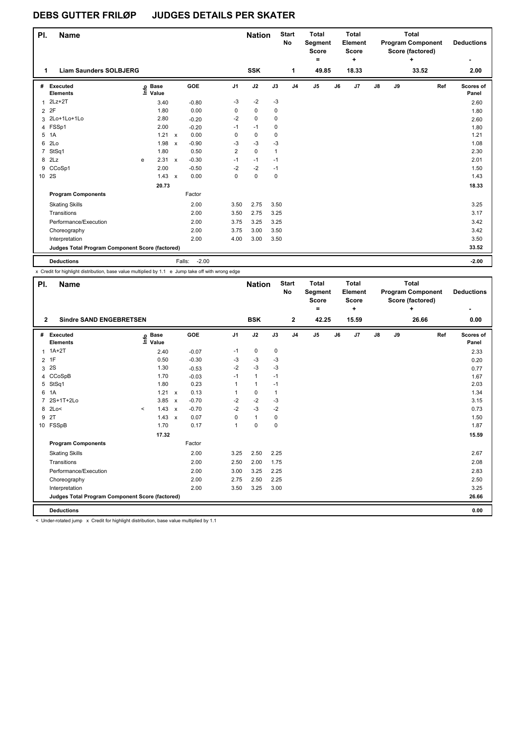# DEBS GUTTER FRILØP JUDGES DETAILS PER SKATER

| Pl. | Name | Nation | Start No | Total Segment Score = | Total Element Score + | Total Program Component Score (factored) + | Deductions - |
|---|---|---|---|---|---|---|---|
| 1 | Liam Saunders SOLBJERG | SSK | 1 | 49.85 | 18.33 | 33.52 | 2.00 |

| # | Executed Elements | Info | Base Value | | GOE | J1 | J2 | J3 | J4 | J5 | J6 | J7 | J8 | J9 | Ref | Scores of Panel |
|---|---|---|---|---|---|---|---|---|---|---|---|---|---|---|---|---|
| 1 | 2Lz+2T | | 3.40 | | -0.80 | -3 | -2 | -3 | | | | | | | | 2.60 |
| 2 | 2F | | 1.80 | | 0.00 | 0 | 0 | 0 | | | | | | | | 1.80 |
| 3 | 2Lo+1Lo+1Lo | | 2.80 | | -0.20 | -2 | 0 | 0 | | | | | | | | 2.60 |
| 4 | FSSp1 | | 2.00 | | -0.20 | -1 | -1 | 0 | | | | | | | | 1.80 |
| 5 | 1A | | 1.21 | x | 0.00 | 0 | 0 | 0 | | | | | | | | 1.21 |
| 6 | 2Lo | | 1.98 | x | -0.90 | -3 | -3 | -3 | | | | | | | | 1.08 |
| 7 | StSq1 | | 1.80 | | 0.50 | 2 | 0 | 1 | | | | | | | | 2.30 |
| 8 | 2Lz | e | 2.31 | x | -0.30 | -1 | -1 | -1 | | | | | | | | 2.01 |
| 9 | CCoSp1 | | 2.00 | | -0.50 | -2 | -2 | -1 | | | | | | | | 1.50 |
| 10 | 2S | | 1.43 | x | 0.00 | 0 | 0 | 0 | | | | | | | | 1.43 |
| | | | 20.73 | | | | | | | | | | | | | 18.33 |
| | **Program Components** | | | | Factor | | | | | | | | | | | |
| | Skating Skills | | | | 2.00 | 3.50 | 2.75 | 3.50 | | | | | | | | 3.25 |
| | Transitions | | | | 2.00 | 3.50 | 2.75 | 3.25 | | | | | | | | 3.17 |
| | Performance/Execution | | | | 2.00 | 3.75 | 3.25 | 3.25 | | | | | | | | 3.42 |
| | Choreography | | | | 2.00 | 3.75 | 3.00 | 3.50 | | | | | | | | 3.42 |
| | Interpretation | | | | 2.00 | 4.00 | 3.00 | 3.50 | | | | | | | | 3.50 |
| | **Judges Total Program Component Score (factored)** | | | | | | | | | | | | | | | 33.52 |
| | **Deductions** | | | Falls: | -2.00 | | | | | | | | | | | -2.00 |

x Credit for highlight distribution, base value multiplied by 1.1 e Jump take off with wrong edge

| Pl. | Name | Nation | Start No | Total Segment Score = | Total Element Score + | Total Program Component Score (factored) + | Deductions - |
|---|---|---|---|---|---|---|---|
| 2 | Sindre SAND ENGEBRETSEN | BSK | 2 | 42.25 | 15.59 | 26.66 | 0.00 |

| # | Executed Elements | Info | Base Value | | GOE | J1 | J2 | J3 | J4 | J5 | J6 | J7 | J8 | J9 | Ref | Scores of Panel |
|---|---|---|---|---|---|---|---|---|---|---|---|---|---|---|---|---|
| 1 | 1A+2T | | 2.40 | | -0.07 | -1 | 0 | 0 | | | | | | | | 2.33 |
| 2 | 1F | | 0.50 | | -0.30 | -3 | -3 | -3 | | | | | | | | 0.20 |
| 3 | 2S | | 1.30 | | -0.53 | -2 | -3 | -3 | | | | | | | | 0.77 |
| 4 | CCoSpB | | 1.70 | | -0.03 | -1 | 1 | -1 | | | | | | | | 1.67 |
| 5 | StSq1 | | 1.80 | | 0.23 | 1 | 1 | -1 | | | | | | | | 2.03 |
| 6 | 1A | | 1.21 | x | 0.13 | 1 | 0 | 1 | | | | | | | | 1.34 |
| 7 | 2S+1T+2Lo | | 3.85 | x | -0.70 | -2 | -2 | -3 | | | | | | | | 3.15 |
| 8 | 2Lo< | < | 1.43 | x | -0.70 | -2 | -3 | -2 | | | | | | | | 0.73 |
| 9 | 2T | | 1.43 | x | 0.07 | 0 | 1 | 0 | | | | | | | | 1.50 |
| 10 | FSSpB | | 1.70 | | 0.17 | 1 | 0 | 0 | | | | | | | | 1.87 |
| | | | 17.32 | | | | | | | | | | | | | 15.59 |
| | **Program Components** | | | | Factor | | | | | | | | | | | |
| | Skating Skills | | | | 2.00 | 3.25 | 2.50 | 2.25 | | | | | | | | 2.67 |
| | Transitions | | | | 2.00 | 2.50 | 2.00 | 1.75 | | | | | | | | 2.08 |
| | Performance/Execution | | | | 2.00 | 3.00 | 3.25 | 2.25 | | | | | | | | 2.83 |
| | Choreography | | | | 2.00 | 2.75 | 2.50 | 2.25 | | | | | | | | 2.50 |
| | Interpretation | | | | 2.00 | 3.50 | 3.25 | 3.00 | | | | | | | | 3.25 |
| | **Judges Total Program Component Score (factored)** | | | | | | | | | | | | | | | 26.66 |
| | **Deductions** | | | | | | | | | | | | | | | 0.00 |

< Under-rotated jump x Credit for highlight distribution, base value multiplied by 1.1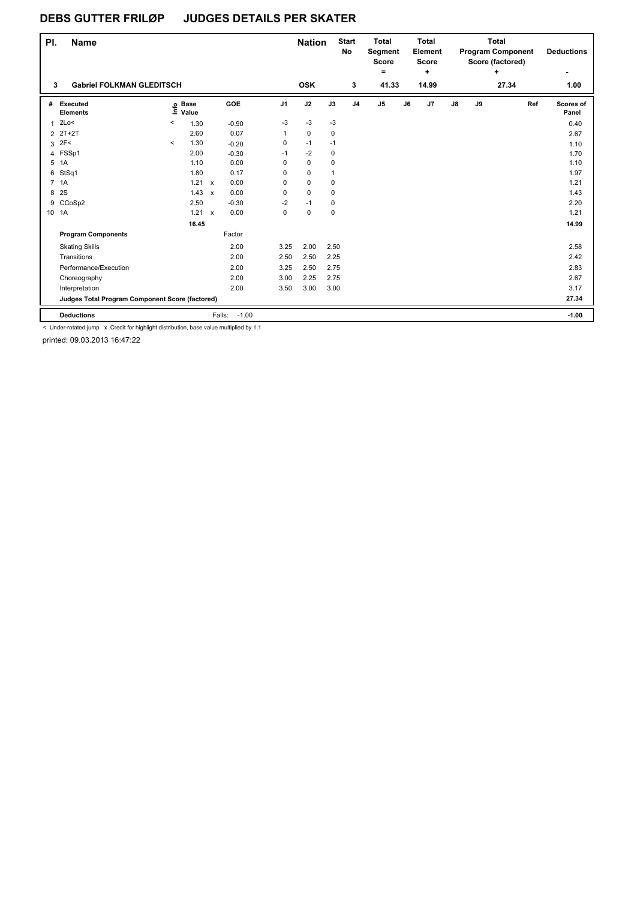# DEBS GUTTER FRILØP JUDGES DETAILS PER SKATER

| Pl. | Name | Nation | Start No | Total Segment Score = | Total Element Score + | Total Program Component Score (factored) + | Deductions - |
|---|---|---|---|---|---|---|---|
| 3 | Gabriel FOLKMAN GLEDITSCH | OSK | 3 | 41.33 | 14.99 | 27.34 | 1.00 |

| # | Executed Elements | Info | Base Value | | GOE | J1 | J2 | J3 | J4 | J5 | J6 | J7 | J8 | J9 | Ref | Scores of Panel |
|---|---|---|---|---|---|---|---|---|---|---|---|---|---|---|---|---|
| 1 | 2Lo< | < | 1.30 | | -0.90 | -3 | -3 | -3 | | | | | | | | 0.40 |
| 2 | 2T+2T | | 2.60 | | 0.07 | 1 | 0 | 0 | | | | | | | | 2.67 |
| 3 | 2F< | < | 1.30 | | -0.20 | 0 | -1 | -1 | | | | | | | | 1.10 |
| 4 | FSSp1 | | 2.00 | | -0.30 | -1 | -2 | 0 | | | | | | | | 1.70 |
| 5 | 1A | | 1.10 | | 0.00 | 0 | 0 | 0 | | | | | | | | 1.10 |
| 6 | StSq1 | | 1.80 | | 0.17 | 0 | 0 | 1 | | | | | | | | 1.97 |
| 7 | 1A | | 1.21 | x | 0.00 | 0 | 0 | 0 | | | | | | | | 1.21 |
| 8 | 2S | | 1.43 | x | 0.00 | 0 | 0 | 0 | | | | | | | | 1.43 |
| 9 | CCoSp2 | | 2.50 | | -0.30 | -2 | -1 | 0 | | | | | | | | 2.20 |
| 10 | 1A | | 1.21 | x | 0.00 | 0 | 0 | 0 | | | | | | | | 1.21 |
| | | | 16.45 | | | | | | | | | | | | | 14.99 |
| | **Program Components** | | | | Factor | | | | | | | | | | | |
| | Skating Skills | | | | 2.00 | 3.25 | 2.00 | 2.50 | | | | | | | | 2.58 |
| | Transitions | | | | 2.00 | 2.50 | 2.50 | 2.25 | | | | | | | | 2.42 |
| | Performance/Execution | | | | 2.00 | 3.25 | 2.50 | 2.75 | | | | | | | | 2.83 |
| | Choreography | | | | 2.00 | 3.00 | 2.25 | 2.75 | | | | | | | | 2.67 |
| | Interpretation | | | | 2.00 | 3.50 | 3.00 | 3.00 | | | | | | | | 3.17 |
| | **Judges Total Program Component Score (factored)** | | | | | | | | | | | | | | | 27.34 |
| | **Deductions** | | | | Falls: -1.00 | | | | | | | | | | | -1.00 |

< Under-rotated jump x Credit for highlight distribution, base value multiplied by 1.1

printed: 09.03.2013 16:47:22